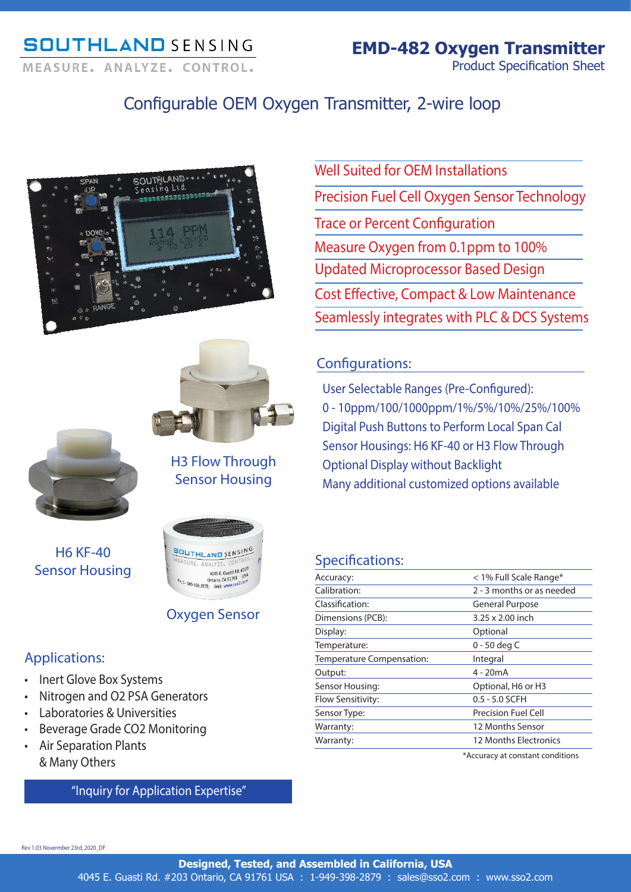SOUTHLAND SENSING
MEASURE. ANALYZE. CONTROL.

# EMD-482 Oxygen Transmitter

Product Specification Sheet

## Configurable OEM Oxygen Transmitter, 2-wire loop

- Well Suited for OEM Installations
- Precision Fuel Cell Oxygen Sensor Technology
- Trace or Percent Configuration
- Measure Oxygen from 0.1ppm to 100%
- Updated Microprocessor Based Design
- Cost Effective, Compact & Low Maintenance
- Seamlessly integrates with PLC & DCS Systems

H3 Flow Through Sensor Housing

H6 KF-40 Sensor Housing

Oxygen Sensor

## Configurations:

User Selectable Ranges (Pre-Configured):
0 - 10ppm/100/1000ppm/1%/5%/10%/25%/100%
Digital Push Buttons to Perform Local Span Cal
Sensor Housings: H6 KF-40 or H3 Flow Through
Optional Display without Backlight
Many additional customized options available

## Applications:

- Inert Glove Box Systems
- Nitrogen and O2 PSA Generators
- Laboratories & Universities
- Beverage Grade CO2 Monitoring
- Air Separation Plants
  & Many Others

"Inquiry for Application Expertise"

## Specifications:

| | |
|---|---|
| Accuracy: | < 1% Full Scale Range* |
| Calibration: | 2 - 3 months or as needed |
| Classification: | General Purpose |
| Dimensions (PCB): | 3.25 x 2.00 inch |
| Display: | Optional |
| Temperature: | 0 - 50 deg C |
| Temperature Compensation: | Integral |
| Output: | 4 - 20mA |
| Sensor Housing: | Optional, H6 or H3 |
| Flow Sensitivity: | 0.5 - 5.0 SCFH |
| Sensor Type: | Precision Fuel Cell |
| Warranty: | 12 Months Sensor |
| Warranty: | 12 Months Electronics |

*Accuracy at constant conditions

Rev 1.03 Novermber 23rd, 2020_DF

**Designed, Tested, and Assembled in California, USA**
4045 E. Guasti Rd. #203 Ontario, CA 91761 USA : 1-949-398-2879 : sales@sso2.com : www.sso2.com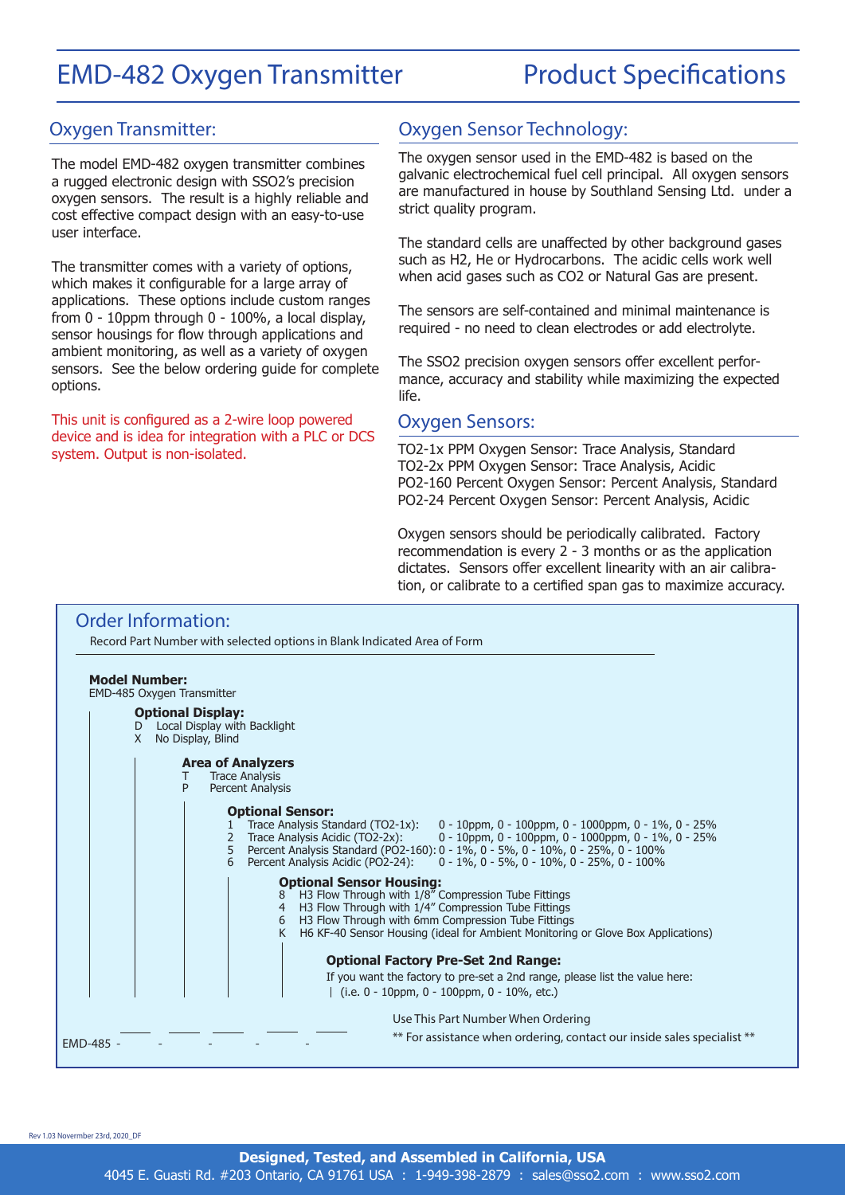# EMD-482 Oxygen Transmitter    Product Specifications

## Oxygen Transmitter:

The model EMD-482 oxygen transmitter combines a rugged electronic design with SSO2's precision oxygen sensors. The result is a highly reliable and cost effective compact design with an easy-to-use user interface.

The transmitter comes with a variety of options, which makes it configurable for a large array of applications. These options include custom ranges from 0 - 10ppm through 0 - 100%, a local display, sensor housings for flow through applications and ambient monitoring, as well as a variety of oxygen sensors. See the below ordering guide for complete options.

This unit is configured as a 2-wire loop powered device and is idea for integration with a PLC or DCS system. Output is non-isolated.

## Oxygen Sensor Technology:

The oxygen sensor used in the EMD-482 is based on the galvanic electrochemical fuel cell principal. All oxygen sensors are manufactured in house by Southland Sensing Ltd. under a strict quality program.

The standard cells are unaffected by other background gases such as H2, He or Hydrocarbons. The acidic cells work well when acid gases such as CO2 or Natural Gas are present.

The sensors are self-contained and minimal maintenance is required - no need to clean electrodes or add electrolyte.

The SSO2 precision oxygen sensors offer excellent performance, accuracy and stability while maximizing the expected life.

## Oxygen Sensors:

TO2-1x PPM Oxygen Sensor: Trace Analysis, Standard
TO2-2x PPM Oxygen Sensor: Trace Analysis, Acidic
PO2-160 Percent Oxygen Sensor: Percent Analysis, Standard
PO2-24 Percent Oxygen Sensor: Percent Analysis, Acidic

Oxygen sensors should be periodically calibrated. Factory recommendation is every 2 - 3 months or as the application dictates. Sensors offer excellent linearity with an air calibration, or calibrate to a certified span gas to maximize accuracy.

## Order Information:

Record Part Number with selected options in Blank Indicated Area of Form

**Model Number:**
EMD-485 Oxygen Transmitter

**Optional Display:**
- D Local Display with Backlight
- X No Display, Blind

**Area of Analyzers**
- T Trace Analysis
- P Percent Analysis

**Optional Sensor:**
- 1 Trace Analysis Standard (TO2-1x): 0 - 10ppm, 0 - 100ppm, 0 - 1000ppm, 0 - 1%, 0 - 25%
- 2 Trace Analysis Acidic (TO2-2x): 0 - 10ppm, 0 - 100ppm, 0 - 1000ppm, 0 - 1%, 0 - 25%
- 5 Percent Analysis Standard (PO2-160): 0 - 1%, 0 - 5%, 0 - 10%, 0 - 25%, 0 - 100%
- 6 Percent Analysis Acidic (PO2-24): 0 - 1%, 0 - 5%, 0 - 10%, 0 - 25%, 0 - 100%

**Optional Sensor Housing:**
- 8 H3 Flow Through with 1/8" Compression Tube Fittings
- 4 H3 Flow Through with 1/4" Compression Tube Fittings
- 6 H3 Flow Through with 6mm Compression Tube Fittings
- K H6 KF-40 Sensor Housing (ideal for Ambient Monitoring or Glove Box Applications)

**Optional Factory Pre-Set 2nd Range:**
If you want the factory to pre-set a 2nd range, please list the value here:
(i.e. 0 - 10ppm, 0 - 100ppm, 0 - 10%, etc.)

EMD-485 - _____ - _____ - _____ - _____ - _____

Use This Part Number When Ordering

** For assistance when ordering, contact our inside sales specialist **

Rev 1.03 Novermber 23rd, 2020_DF

**Designed, Tested, and Assembled in California, USA**
4045 E. Guasti Rd. #203 Ontario, CA 91761 USA : 1-949-398-2879 : sales@sso2.com : www.sso2.com